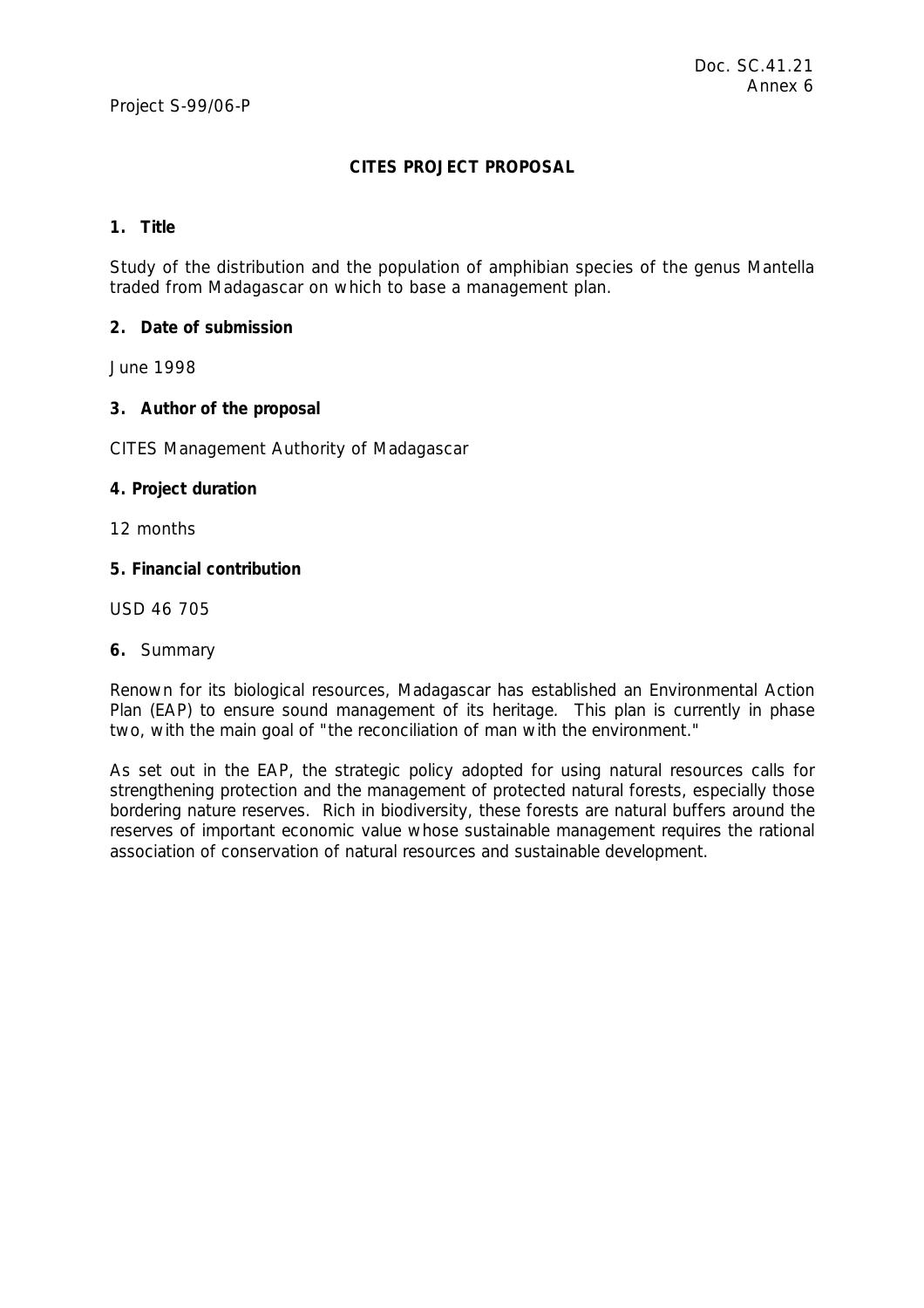Doc. SC.41.21
Annex 6

Project S-99/06-P

**CITES PROJECT PROPOSAL**

**1. Title**

Study of the distribution and the population of amphibian species of the genus Mantella traded from Madagascar on which to base a management plan.

**2. Date of submission**

June 1998

**3. Author of the proposal**

CITES Management Authority of Madagascar

**4. Project duration**

12 months

**5. Financial contribution**

USD 46 705

**6.** Summary

Renown for its biological resources, Madagascar has established an Environmental Action Plan (EAP) to ensure sound management of its heritage. This plan is currently in phase two, with the main goal of "the reconciliation of man with the environment."

As set out in the EAP, the strategic policy adopted for using natural resources calls for strengthening protection and the management of protected natural forests, especially those bordering nature reserves. Rich in biodiversity, these forests are natural buffers around the reserves of important economic value whose sustainable management requires the rational association of conservation of natural resources and sustainable development.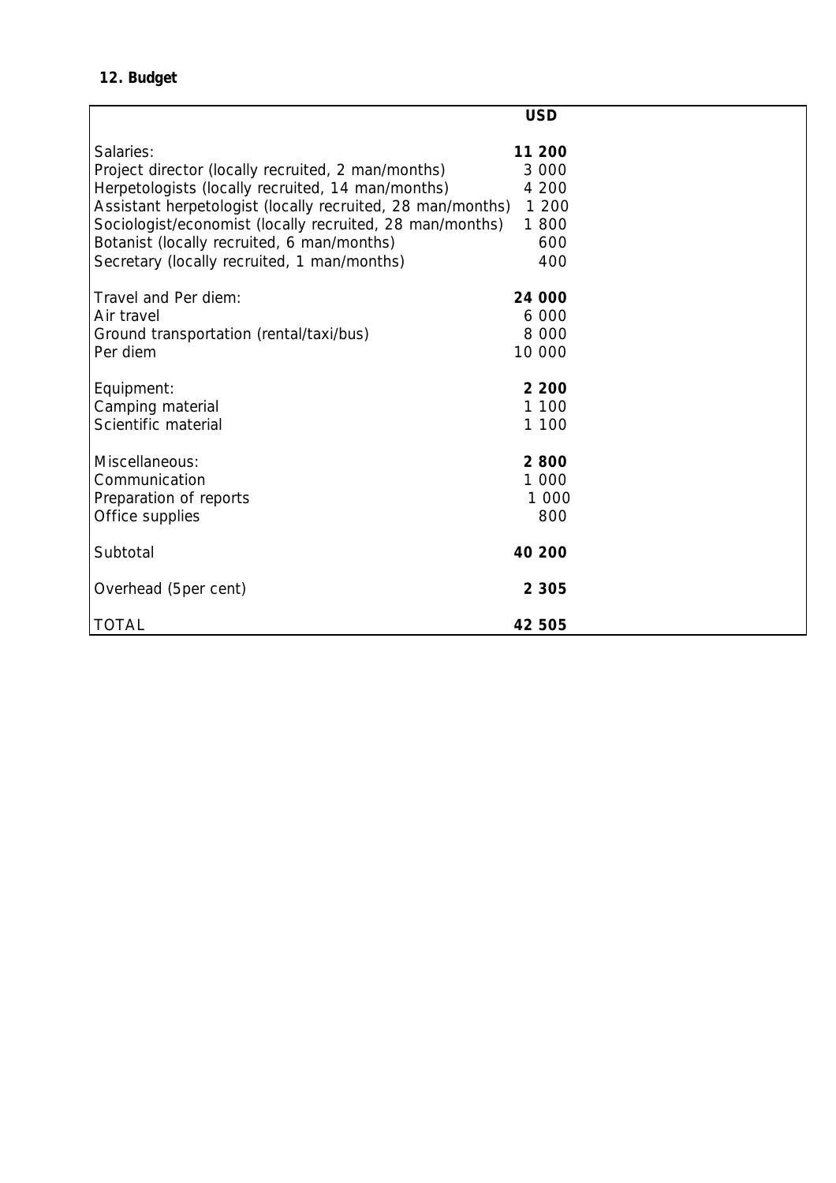**12. Budget**

| | USD |
|---|---|
| Salaries: | **11 200** |
| Project director (locally recruited, 2 man/months) | 3 000 |
| Herpetologists (locally recruited, 14 man/months) | 4 200 |
| Assistant herpetologist (locally recruited, 28 man/months) | 1 200 |
| Sociologist/economist (locally recruited, 28 man/months) | 1 800 |
| Botanist (locally recruited, 6 man/months) | 600 |
| Secretary (locally recruited, 1 man/months) | 400 |
| | |
| Travel and Per diem: | **24 000** |
| Air travel | 6 000 |
| Ground transportation (rental/taxi/bus) | 8 000 |
| Per diem | 10 000 |
| | |
| Equipment: | **2 200** |
| Camping material | 1 100 |
| Scientific material | 1 100 |
| | |
| Miscellaneous: | **2 800** |
| Communication | 1 000 |
| Preparation of reports | 1 000 |
| Office supplies | 800 |
| | |
| Subtotal | **40 200** |
| | |
| Overhead (5per cent) | **2 305** |
| | |
| TOTAL | **42 505** |